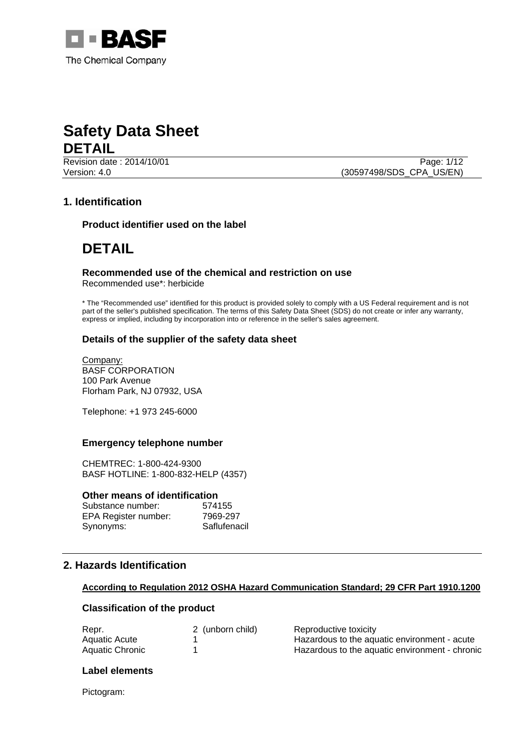# Safety Data Sheet

## DETAIL

Revision date : 2014/10/01
Version: 4.0
(30597498/SDS_CPA_US/EN)

## 1. Identification

### Product identifier used on the label

# DETAIL

### Recommended use of the chemical and restriction on use

Recommended use*: herbicide

* The "Recommended use" identified for this product is provided solely to comply with a US Federal requirement and is not part of the seller's published specification. The terms of this Safety Data Sheet (SDS) do not create or infer any warranty, express or implied, including by incorporation into or reference in the seller's sales agreement.

### Details of the supplier of the safety data sheet

Company:
BASF CORPORATION
100 Park Avenue
Florham Park, NJ 07932, USA

Telephone: +1 973 245-6000

### Emergency telephone number

CHEMTREC: 1-800-424-9300
BASF HOTLINE: 1-800-832-HELP (4357)

### Other means of identification

| | |
|---|---|
| Substance number: | 574155 |
| EPA Register number: | 7969-297 |
| Synonyms: | Saflufenacil |

## 2. Hazards Identification

**According to Regulation 2012 OSHA Hazard Communication Standard; 29 CFR Part 1910.1200**

### Classification of the product

| | | |
|---|---|---|
| Repr. | 2 (unborn child) | Reproductive toxicity |
| Aquatic Acute | 1 | Hazardous to the aquatic environment - acute |
| Aquatic Chronic | 1 | Hazardous to the aquatic environment - chronic |

### Label elements

Pictogram: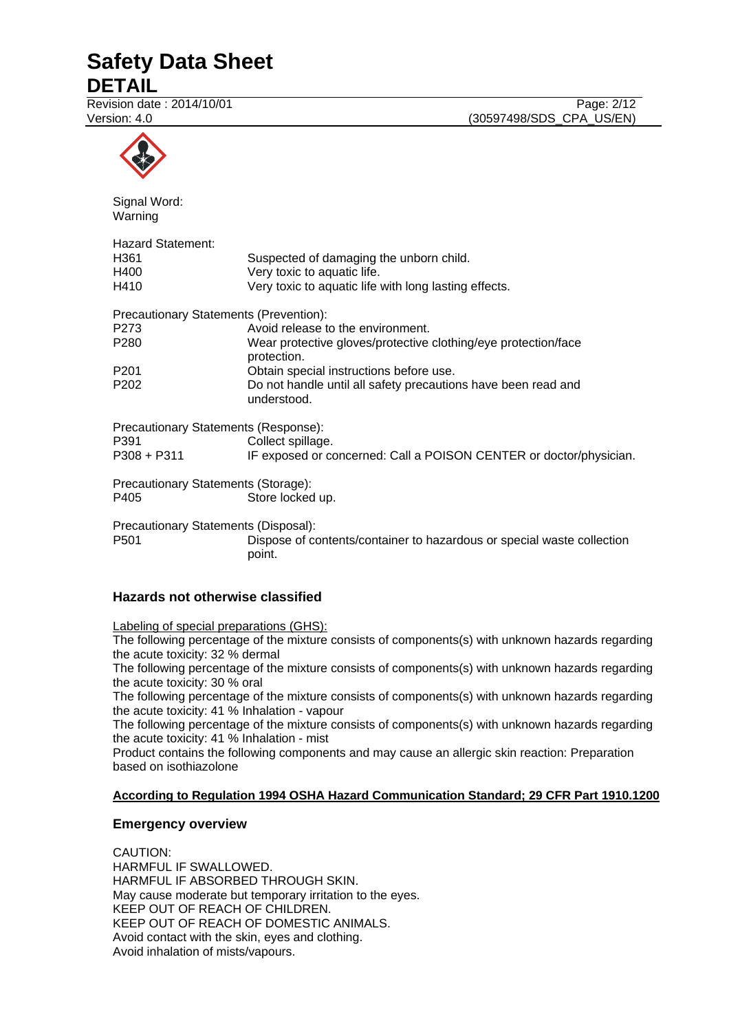Signal Word:
Warning

Hazard Statement:

| | |
|---|---|
| H361 | Suspected of damaging the unborn child. |
| H400 | Very toxic to aquatic life. |
| H410 | Very toxic to aquatic life with long lasting effects. |

Precautionary Statements (Prevention):

| | |
|---|---|
| P273 | Avoid release to the environment. |
| P280 | Wear protective gloves/protective clothing/eye protection/face protection. |
| P201 | Obtain special instructions before use. |
| P202 | Do not handle until all safety precautions have been read and understood. |

Precautionary Statements (Response):

| | |
|---|---|
| P391 | Collect spillage. |
| P308 + P311 | IF exposed or concerned: Call a POISON CENTER or doctor/physician. |

Precautionary Statements (Storage):

| | |
|---|---|
| P405 | Store locked up. |

Precautionary Statements (Disposal):

| | |
|---|---|
| P501 | Dispose of contents/container to hazardous or special waste collection point. |

### Hazards not otherwise classified

Labeling of special preparations (GHS):
The following percentage of the mixture consists of components(s) with unknown hazards regarding the acute toxicity: 32 % dermal
The following percentage of the mixture consists of components(s) with unknown hazards regarding the acute toxicity: 30 % oral
The following percentage of the mixture consists of components(s) with unknown hazards regarding the acute toxicity: 41 % Inhalation - vapour
The following percentage of the mixture consists of components(s) with unknown hazards regarding the acute toxicity: 41 % Inhalation - mist
Product contains the following components and may cause an allergic skin reaction: Preparation based on isothiazolone

**According to Regulation 1994 OSHA Hazard Communication Standard; 29 CFR Part 1910.1200**

### Emergency overview

CAUTION:
HARMFUL IF SWALLOWED.
HARMFUL IF ABSORBED THROUGH SKIN.
May cause moderate but temporary irritation to the eyes.
KEEP OUT OF REACH OF CHILDREN.
KEEP OUT OF REACH OF DOMESTIC ANIMALS.
Avoid contact with the skin, eyes and clothing.
Avoid inhalation of mists/vapours.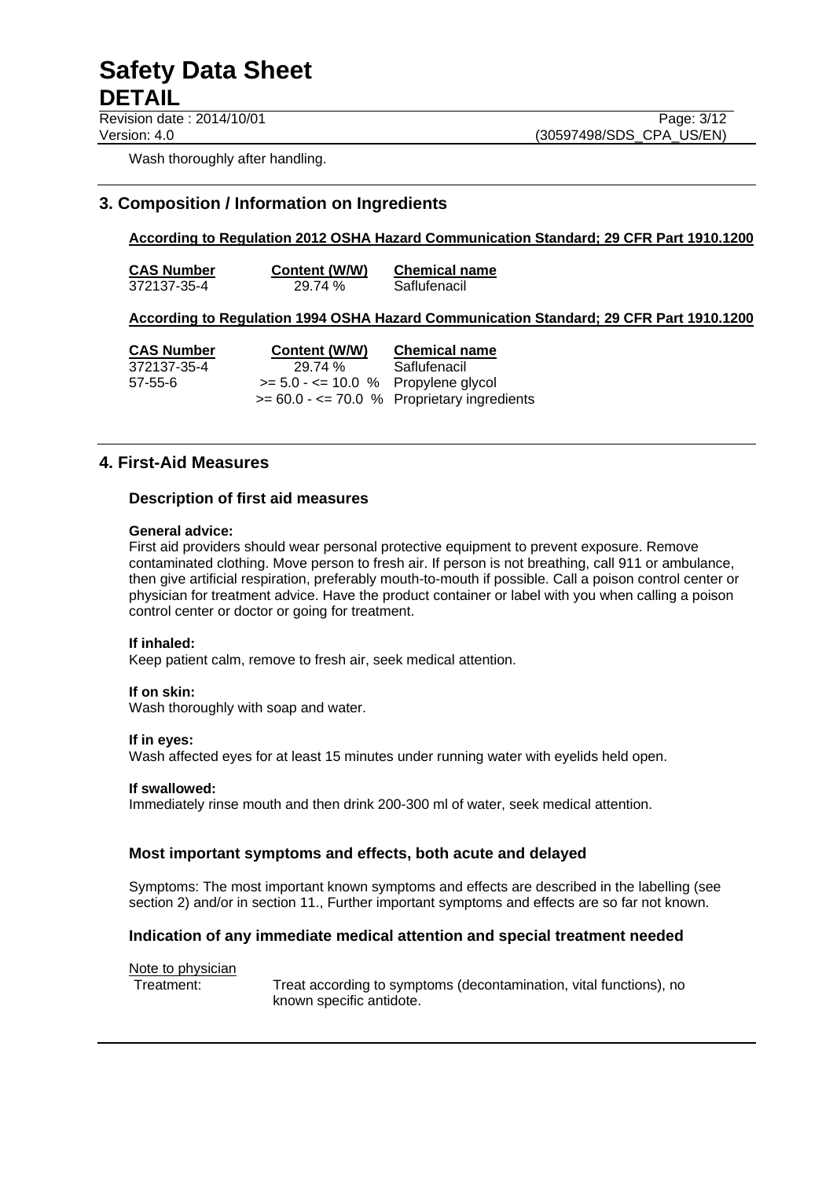Wash thoroughly after handling.

## 3. Composition / Information on Ingredients

**According to Regulation 2012 OSHA Hazard Communication Standard; 29 CFR Part 1910.1200**

| CAS Number | Content (W/W) | Chemical name |
|---|---|---|
| 372137-35-4 | 29.74 % | Saflufenacil |

**According to Regulation 1994 OSHA Hazard Communication Standard; 29 CFR Part 1910.1200**

| CAS Number | Content (W/W) | Chemical name |
|---|---|---|
| 372137-35-4 | 29.74 % | Saflufenacil |
| 57-55-6 | >= 5.0 - <= 10.0 % | Propylene glycol |
| | >= 60.0 - <= 70.0 % | Proprietary ingredients |

## 4. First-Aid Measures

### Description of first aid measures

**General advice:**
First aid providers should wear personal protective equipment to prevent exposure. Remove contaminated clothing. Move person to fresh air. If person is not breathing, call 911 or ambulance, then give artificial respiration, preferably mouth-to-mouth if possible. Call a poison control center or physician for treatment advice. Have the product container or label with you when calling a poison control center or doctor or going for treatment.

**If inhaled:**
Keep patient calm, remove to fresh air, seek medical attention.

**If on skin:**
Wash thoroughly with soap and water.

**If in eyes:**
Wash affected eyes for at least 15 minutes under running water with eyelids held open.

**If swallowed:**
Immediately rinse mouth and then drink 200-300 ml of water, seek medical attention.

### Most important symptoms and effects, both acute and delayed

Symptoms: The most important known symptoms and effects are described in the labelling (see section 2) and/or in section 11., Further important symptoms and effects are so far not known.

### Indication of any immediate medical attention and special treatment needed

Note to physician

Treatment: Treat according to symptoms (decontamination, vital functions), no known specific antidote.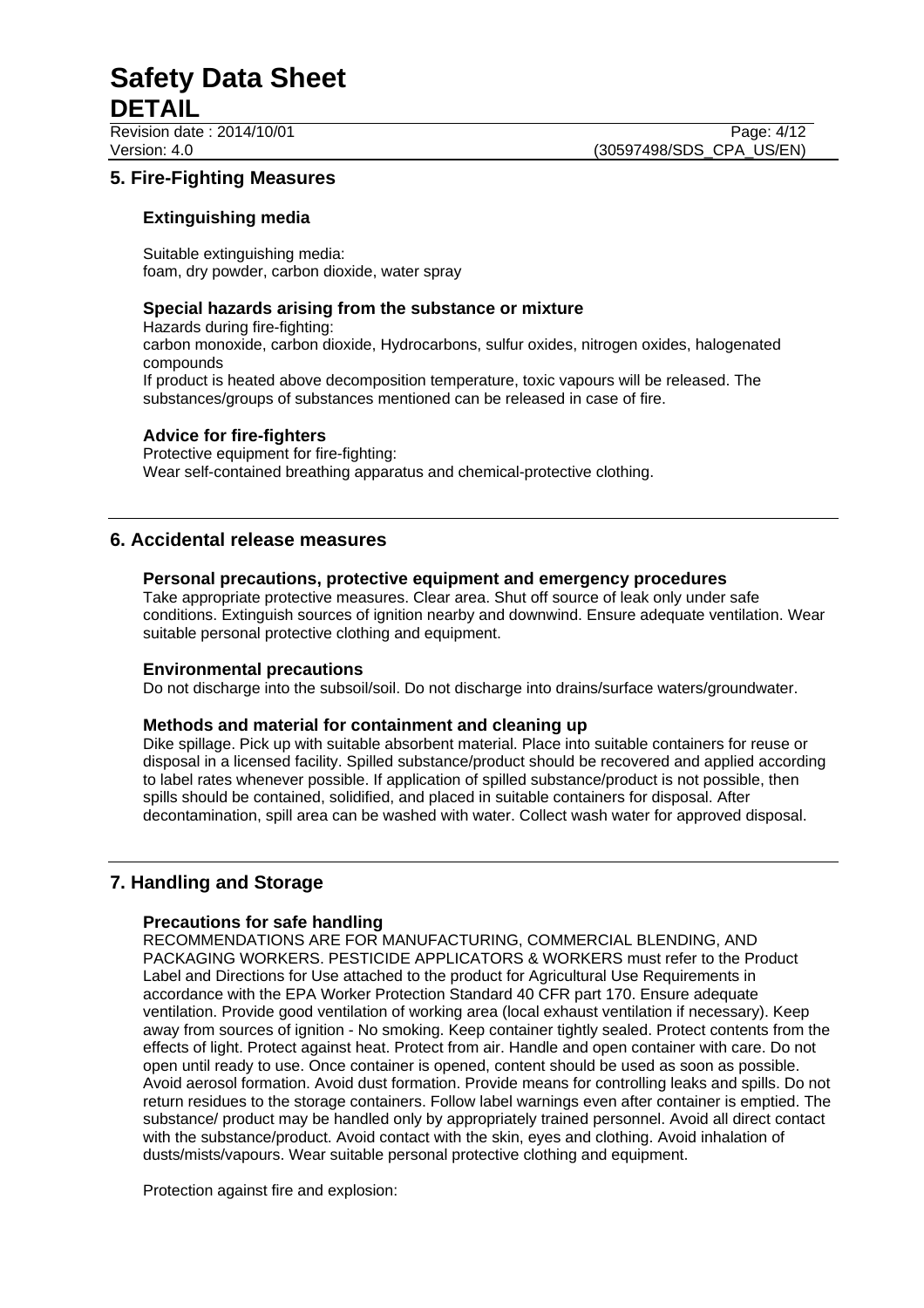## 5. Fire-Fighting Measures

### Extinguishing media

Suitable extinguishing media:
foam, dry powder, carbon dioxide, water spray

### Special hazards arising from the substance or mixture

Hazards during fire-fighting:
carbon monoxide, carbon dioxide, Hydrocarbons, sulfur oxides, nitrogen oxides, halogenated compounds
If product is heated above decomposition temperature, toxic vapours will be released. The substances/groups of substances mentioned can be released in case of fire.

### Advice for fire-fighters

Protective equipment for fire-fighting:
Wear self-contained breathing apparatus and chemical-protective clothing.

## 6. Accidental release measures

### Personal precautions, protective equipment and emergency procedures

Take appropriate protective measures. Clear area. Shut off source of leak only under safe conditions. Extinguish sources of ignition nearby and downwind. Ensure adequate ventilation. Wear suitable personal protective clothing and equipment.

### Environmental precautions

Do not discharge into the subsoil/soil. Do not discharge into drains/surface waters/groundwater.

### Methods and material for containment and cleaning up

Dike spillage. Pick up with suitable absorbent material. Place into suitable containers for reuse or disposal in a licensed facility. Spilled substance/product should be recovered and applied according to label rates whenever possible. If application of spilled substance/product is not possible, then spills should be contained, solidified, and placed in suitable containers for disposal. After decontamination, spill area can be washed with water. Collect wash water for approved disposal.

## 7. Handling and Storage

### Precautions for safe handling

RECOMMENDATIONS ARE FOR MANUFACTURING, COMMERCIAL BLENDING, AND PACKAGING WORKERS. PESTICIDE APPLICATORS & WORKERS must refer to the Product Label and Directions for Use attached to the product for Agricultural Use Requirements in accordance with the EPA Worker Protection Standard 40 CFR part 170. Ensure adequate ventilation. Provide good ventilation of working area (local exhaust ventilation if necessary). Keep away from sources of ignition - No smoking. Keep container tightly sealed. Protect contents from the effects of light. Protect against heat. Protect from air. Handle and open container with care. Do not open until ready to use. Once container is opened, content should be used as soon as possible. Avoid aerosol formation. Avoid dust formation. Provide means for controlling leaks and spills. Do not return residues to the storage containers. Follow label warnings even after container is emptied. The substance/ product may be handled only by appropriately trained personnel. Avoid all direct contact with the substance/product. Avoid contact with the skin, eyes and clothing. Avoid inhalation of dusts/mists/vapours. Wear suitable personal protective clothing and equipment.

Protection against fire and explosion: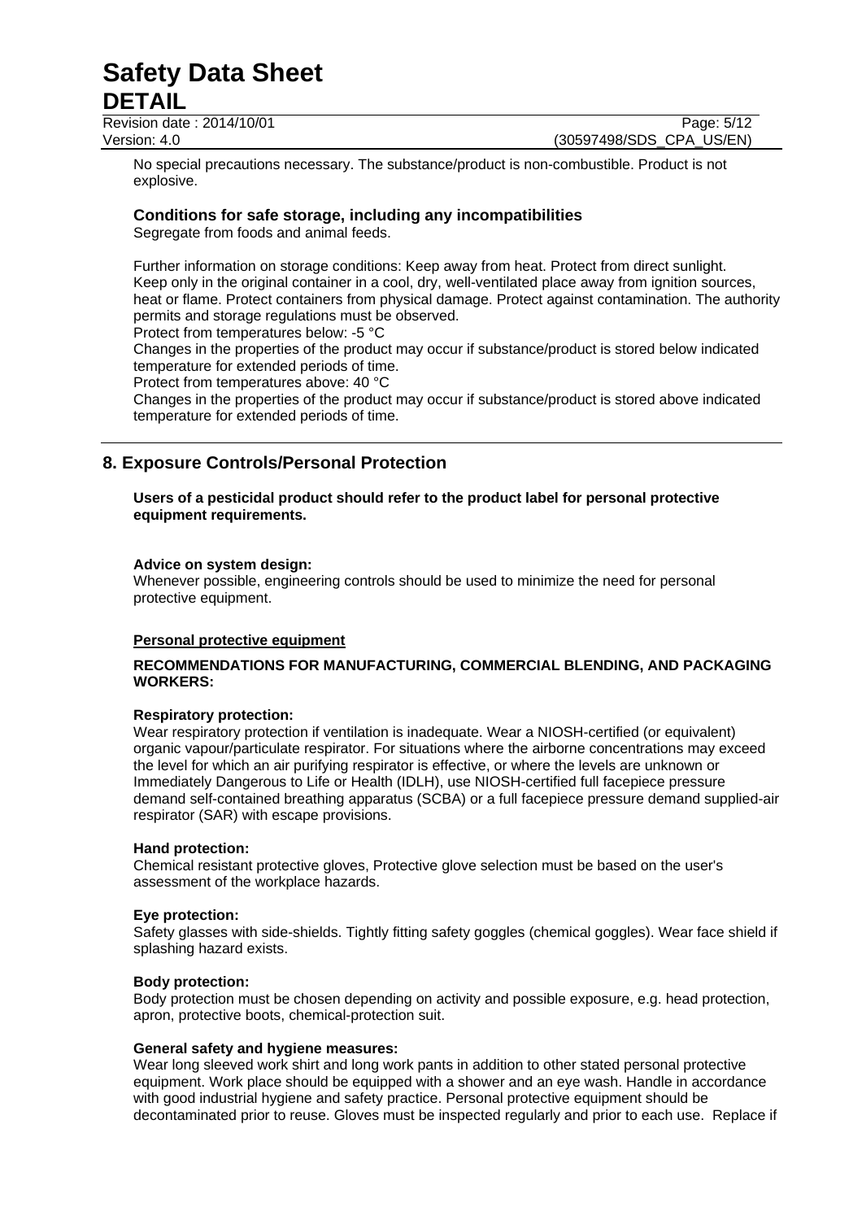No special precautions necessary. The substance/product is non-combustible. Product is not explosive.

### Conditions for safe storage, including any incompatibilities

Segregate from foods and animal feeds.

Further information on storage conditions: Keep away from heat. Protect from direct sunlight. Keep only in the original container in a cool, dry, well-ventilated place away from ignition sources, heat or flame. Protect containers from physical damage. Protect against contamination. The authority permits and storage regulations must be observed.
Protect from temperatures below: -5 °C
Changes in the properties of the product may occur if substance/product is stored below indicated temperature for extended periods of time.
Protect from temperatures above: 40 °C
Changes in the properties of the product may occur if substance/product is stored above indicated temperature for extended periods of time.

## 8. Exposure Controls/Personal Protection

**Users of a pesticidal product should refer to the product label for personal protective equipment requirements.**

**Advice on system design:**
Whenever possible, engineering controls should be used to minimize the need for personal protective equipment.

**Personal protective equipment**

**RECOMMENDATIONS FOR MANUFACTURING, COMMERCIAL BLENDING, AND PACKAGING WORKERS:**

**Respiratory protection:**
Wear respiratory protection if ventilation is inadequate. Wear a NIOSH-certified (or equivalent) organic vapour/particulate respirator. For situations where the airborne concentrations may exceed the level for which an air purifying respirator is effective, or where the levels are unknown or Immediately Dangerous to Life or Health (IDLH), use NIOSH-certified full facepiece pressure demand self-contained breathing apparatus (SCBA) or a full facepiece pressure demand supplied-air respirator (SAR) with escape provisions.

**Hand protection:**
Chemical resistant protective gloves, Protective glove selection must be based on the user's assessment of the workplace hazards.

**Eye protection:**
Safety glasses with side-shields. Tightly fitting safety goggles (chemical goggles). Wear face shield if splashing hazard exists.

**Body protection:**
Body protection must be chosen depending on activity and possible exposure, e.g. head protection, apron, protective boots, chemical-protection suit.

**General safety and hygiene measures:**
Wear long sleeved work shirt and long work pants in addition to other stated personal protective equipment. Work place should be equipped with a shower and an eye wash. Handle in accordance with good industrial hygiene and safety practice. Personal protective equipment should be decontaminated prior to reuse. Gloves must be inspected regularly and prior to each use. Replace if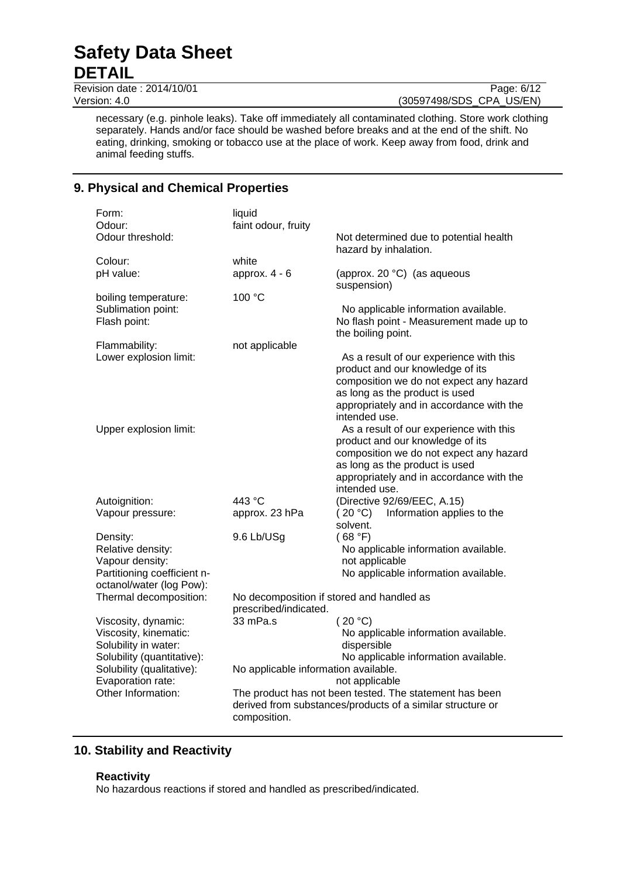necessary (e.g. pinhole leaks). Take off immediately all contaminated clothing. Store work clothing separately. Hands and/or face should be washed before breaks and at the end of the shift. No eating, drinking, smoking or tobacco use at the place of work. Keep away from food, drink and animal feeding stuffs.

## 9. Physical and Chemical Properties

| | | |
|---|---|---|
| Form: | liquid | |
| Odour: | faint odour, fruity | |
| Odour threshold: | | Not determined due to potential health hazard by inhalation. |
| Colour: | white | |
| pH value: | approx. 4 - 6 | (approx. 20 °C) (as aqueous suspension) |
| boiling temperature: | 100 °C | |
| Sublimation point: | | No applicable information available. |
| Flash point: | | No flash point - Measurement made up to the boiling point. |
| Flammability: | not applicable | |
| Lower explosion limit: | | As a result of our experience with this product and our knowledge of its composition we do not expect any hazard as long as the product is used appropriately and in accordance with the intended use. |
| Upper explosion limit: | | As a result of our experience with this product and our knowledge of its composition we do not expect any hazard as long as the product is used appropriately and in accordance with the intended use. |
| Autoignition: | 443 °C | (Directive 92/69/EEC, A.15) |
| Vapour pressure: | approx. 23 hPa | ( 20 °C) Information applies to the solvent. |
| Density: | 9.6 Lb/USg | ( 68 °F) |
| Relative density: | | No applicable information available. |
| Vapour density: | | not applicable |
| Partitioning coefficient n-octanol/water (log Pow): | | No applicable information available. |
| Thermal decomposition: | No decomposition if stored and handled as prescribed/indicated. | |
| Viscosity, dynamic: | 33 mPa.s | ( 20 °C) |
| Viscosity, kinematic: | | No applicable information available. |
| Solubility in water: | | dispersible |
| Solubility (quantitative): | | No applicable information available. |
| Solubility (qualitative): | No applicable information available. | |
| Evaporation rate: | | not applicable |
| Other Information: | The product has not been tested. The statement has been derived from substances/products of a similar structure or composition. | |

## 10. Stability and Reactivity

### Reactivity

No hazardous reactions if stored and handled as prescribed/indicated.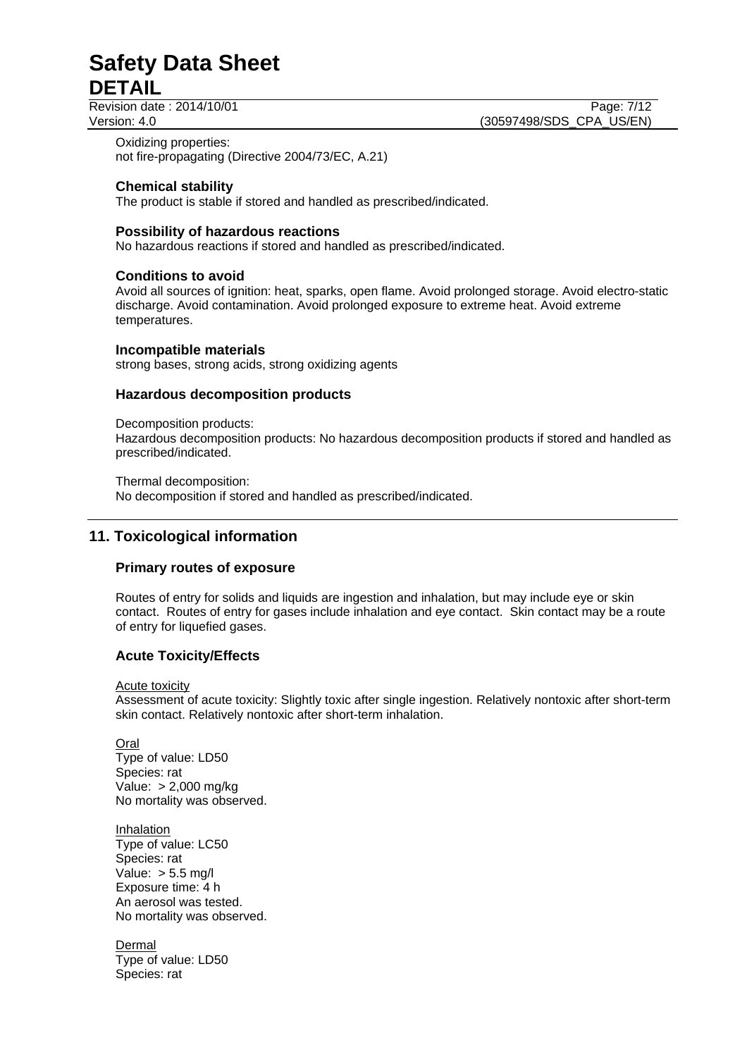Oxidizing properties:
not fire-propagating (Directive 2004/73/EC, A.21)

### Chemical stability

The product is stable if stored and handled as prescribed/indicated.

### Possibility of hazardous reactions

No hazardous reactions if stored and handled as prescribed/indicated.

### Conditions to avoid

Avoid all sources of ignition: heat, sparks, open flame. Avoid prolonged storage. Avoid electro-static discharge. Avoid contamination. Avoid prolonged exposure to extreme heat. Avoid extreme temperatures.

### Incompatible materials

strong bases, strong acids, strong oxidizing agents

### Hazardous decomposition products

Decomposition products:
Hazardous decomposition products: No hazardous decomposition products if stored and handled as prescribed/indicated.

Thermal decomposition:
No decomposition if stored and handled as prescribed/indicated.

## 11. Toxicological information

### Primary routes of exposure

Routes of entry for solids and liquids are ingestion and inhalation, but may include eye or skin contact. Routes of entry for gases include inhalation and eye contact. Skin contact may be a route of entry for liquefied gases.

### Acute Toxicity/Effects

Acute toxicity
Assessment of acute toxicity: Slightly toxic after single ingestion. Relatively nontoxic after short-term skin contact. Relatively nontoxic after short-term inhalation.

Oral
Type of value: LD50
Species: rat
Value: > 2,000 mg/kg
No mortality was observed.

Inhalation
Type of value: LC50
Species: rat
Value: > 5.5 mg/l
Exposure time: 4 h
An aerosol was tested.
No mortality was observed.

Dermal
Type of value: LD50
Species: rat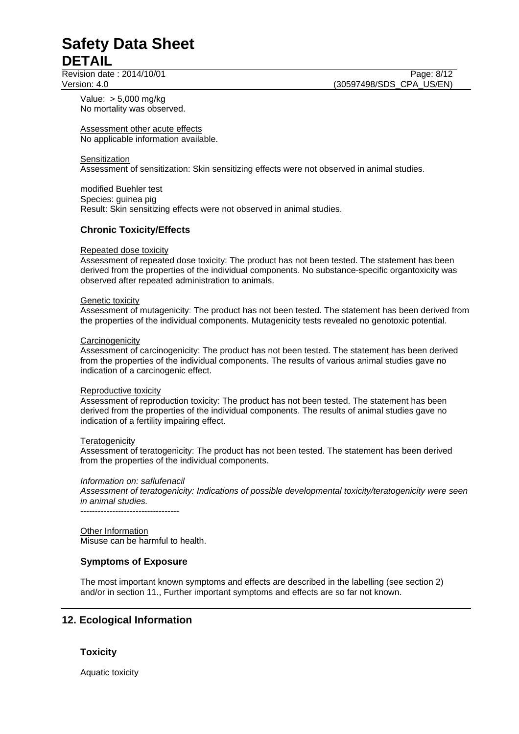Value: > 5,000 mg/kg
No mortality was observed.

Assessment other acute effects
No applicable information available.

Sensitization
Assessment of sensitization: Skin sensitizing effects were not observed in animal studies.

modified Buehler test
Species: guinea pig
Result: Skin sensitizing effects were not observed in animal studies.

### Chronic Toxicity/Effects

Repeated dose toxicity
Assessment of repeated dose toxicity: The product has not been tested. The statement has been derived from the properties of the individual components. No substance-specific organtoxicity was observed after repeated administration to animals.

Genetic toxicity
Assessment of mutagenicity: The product has not been tested. The statement has been derived from the properties of the individual components. Mutagenicity tests revealed no genotoxic potential.

Carcinogenicity
Assessment of carcinogenicity: The product has not been tested. The statement has been derived from the properties of the individual components. The results of various animal studies gave no indication of a carcinogenic effect.

Reproductive toxicity
Assessment of reproduction toxicity: The product has not been tested. The statement has been derived from the properties of the individual components. The results of animal studies gave no indication of a fertility impairing effect.

Teratogenicity
Assessment of teratogenicity: The product has not been tested. The statement has been derived from the properties of the individual components.

*Information on: saflufenacil*
*Assessment of teratogenicity: Indications of possible developmental toxicity/teratogenicity were seen in animal studies.*
----------------------------------

Other Information
Misuse can be harmful to health.

### Symptoms of Exposure

The most important known symptoms and effects are described in the labelling (see section 2) and/or in section 11., Further important symptoms and effects are so far not known.

## 12. Ecological Information

### Toxicity

Aquatic toxicity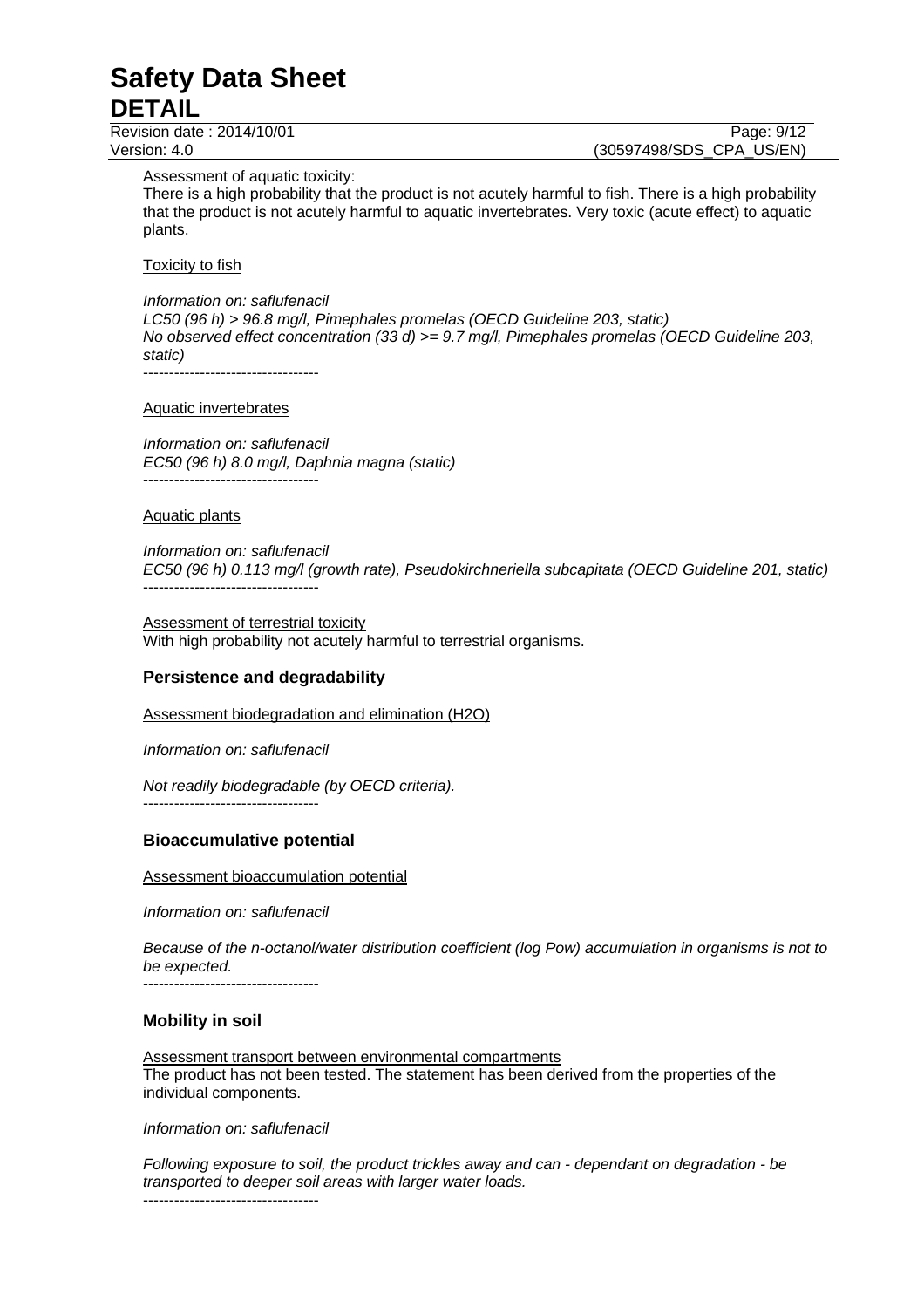Assessment of aquatic toxicity:
There is a high probability that the product is not acutely harmful to fish. There is a high probability that the product is not acutely harmful to aquatic invertebrates. Very toxic (acute effect) to aquatic plants.

Toxicity to fish

*Information on: saflufenacil*
*LC50 (96 h) > 96.8 mg/l, Pimephales promelas (OECD Guideline 203, static)*
*No observed effect concentration (33 d) >= 9.7 mg/l, Pimephales promelas (OECD Guideline 203, static)*
----------------------------------

Aquatic invertebrates

*Information on: saflufenacil*
*EC50 (96 h) 8.0 mg/l, Daphnia magna (static)*
----------------------------------

Aquatic plants

*Information on: saflufenacil*
*EC50 (96 h) 0.113 mg/l (growth rate), Pseudokirchneriella subcapitata (OECD Guideline 201, static)*
----------------------------------

Assessment of terrestrial toxicity
With high probability not acutely harmful to terrestrial organisms.

## Persistence and degradability

Assessment biodegradation and elimination ($H_2O$)

*Information on: saflufenacil*

*Not readily biodegradable (by OECD criteria).*
----------------------------------

## Bioaccumulative potential

Assessment bioaccumulation potential

*Information on: saflufenacil*

*Because of the n-octanol/water distribution coefficient (log Pow) accumulation in organisms is not to be expected.*
----------------------------------

## Mobility in soil

Assessment transport between environmental compartments
The product has not been tested. The statement has been derived from the properties of the individual components.

*Information on: saflufenacil*

*Following exposure to soil, the product trickles away and can - dependant on degradation - be transported to deeper soil areas with larger water loads.*
----------------------------------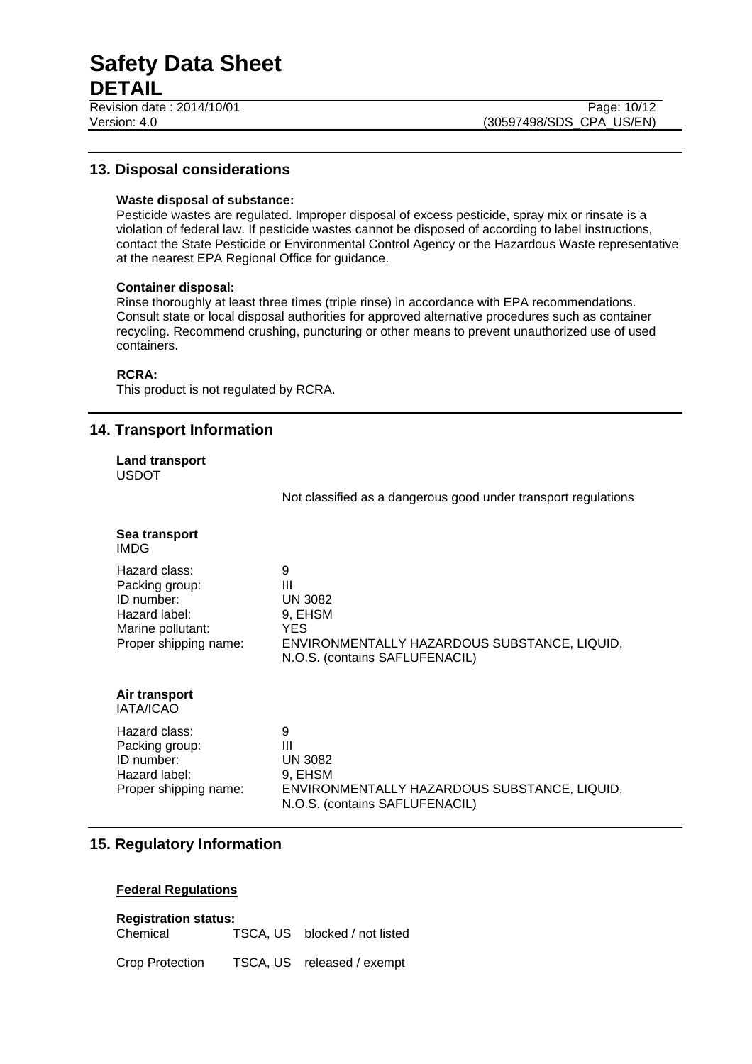## 13. Disposal considerations

**Waste disposal of substance:**
Pesticide wastes are regulated. Improper disposal of excess pesticide, spray mix or rinsate is a violation of federal law. If pesticide wastes cannot be disposed of according to label instructions, contact the State Pesticide or Environmental Control Agency or the Hazardous Waste representative at the nearest EPA Regional Office for guidance.

**Container disposal:**
Rinse thoroughly at least three times (triple rinse) in accordance with EPA recommendations. Consult state or local disposal authorities for approved alternative procedures such as container recycling. Recommend crushing, puncturing or other means to prevent unauthorized use of used containers.

**RCRA:**
This product is not regulated by RCRA.

## 14. Transport Information

**Land transport**
USDOT

Not classified as a dangerous good under transport regulations

**Sea transport**
IMDG

| | |
|---|---|
| Hazard class: | 9 |
| Packing group: | III |
| ID number: | UN 3082 |
| Hazard label: | 9, EHSM |
| Marine pollutant: | YES |
| Proper shipping name: | ENVIRONMENTALLY HAZARDOUS SUBSTANCE, LIQUID, N.O.S. (contains SAFLUFENACIL) |

**Air transport**
IATA/ICAO

| | |
|---|---|
| Hazard class: | 9 |
| Packing group: | III |
| ID number: | UN 3082 |
| Hazard label: | 9, EHSM |
| Proper shipping name: | ENVIRONMENTALLY HAZARDOUS SUBSTANCE, LIQUID, N.O.S. (contains SAFLUFENACIL) |

## 15. Regulatory Information

**Federal Regulations**

**Registration status:**

| | | |
|---|---|---|
| Chemical | TSCA, US | blocked / not listed |
| Crop Protection | TSCA, US | released / exempt |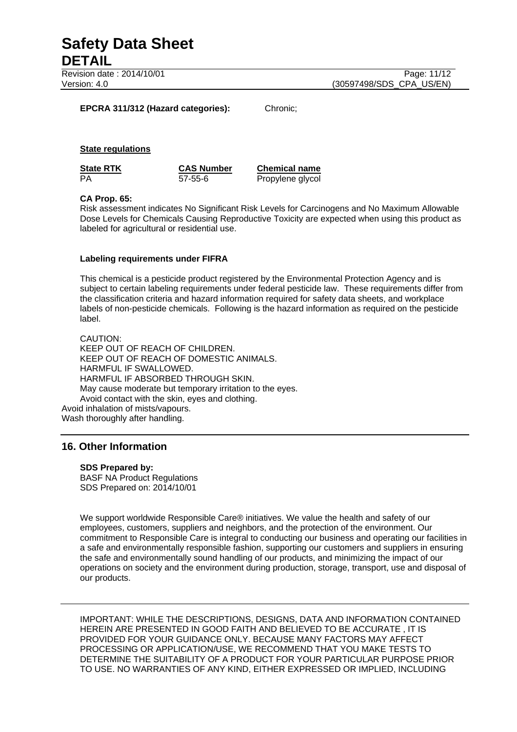**EPCRA 311/312 (Hazard categories):** Chronic;

**State regulations**

| State RTK | CAS Number | Chemical name |
|---|---|---|
| PA | 57-55-6 | Propylene glycol |

**CA Prop. 65:**
Risk assessment indicates No Significant Risk Levels for Carcinogens and No Maximum Allowable Dose Levels for Chemicals Causing Reproductive Toxicity are expected when using this product as labeled for agricultural or residential use.

**Labeling requirements under FIFRA**

This chemical is a pesticide product registered by the Environmental Protection Agency and is subject to certain labeling requirements under federal pesticide law. These requirements differ from the classification criteria and hazard information required for safety data sheets, and workplace labels of non-pesticide chemicals. Following is the hazard information as required on the pesticide label.

CAUTION:
KEEP OUT OF REACH OF CHILDREN.
KEEP OUT OF REACH OF DOMESTIC ANIMALS.
HARMFUL IF SWALLOWED.
HARMFUL IF ABSORBED THROUGH SKIN.
May cause moderate but temporary irritation to the eyes.
Avoid contact with the skin, eyes and clothing.
Avoid inhalation of mists/vapours.
Wash thoroughly after handling.

## 16. Other Information

**SDS Prepared by:**
BASF NA Product Regulations
SDS Prepared on: 2014/10/01

We support worldwide Responsible Care® initiatives. We value the health and safety of our employees, customers, suppliers and neighbors, and the protection of the environment. Our commitment to Responsible Care is integral to conducting our business and operating our facilities in a safe and environmentally responsible fashion, supporting our customers and suppliers in ensuring the safe and environmentally sound handling of our products, and minimizing the impact of our operations on society and the environment during production, storage, transport, use and disposal of our products.

IMPORTANT: WHILE THE DESCRIPTIONS, DESIGNS, DATA AND INFORMATION CONTAINED HEREIN ARE PRESENTED IN GOOD FAITH AND BELIEVED TO BE ACCURATE , IT IS PROVIDED FOR YOUR GUIDANCE ONLY. BECAUSE MANY FACTORS MAY AFFECT PROCESSING OR APPLICATION/USE, WE RECOMMEND THAT YOU MAKE TESTS TO DETERMINE THE SUITABILITY OF A PRODUCT FOR YOUR PARTICULAR PURPOSE PRIOR TO USE. NO WARRANTIES OF ANY KIND, EITHER EXPRESSED OR IMPLIED, INCLUDING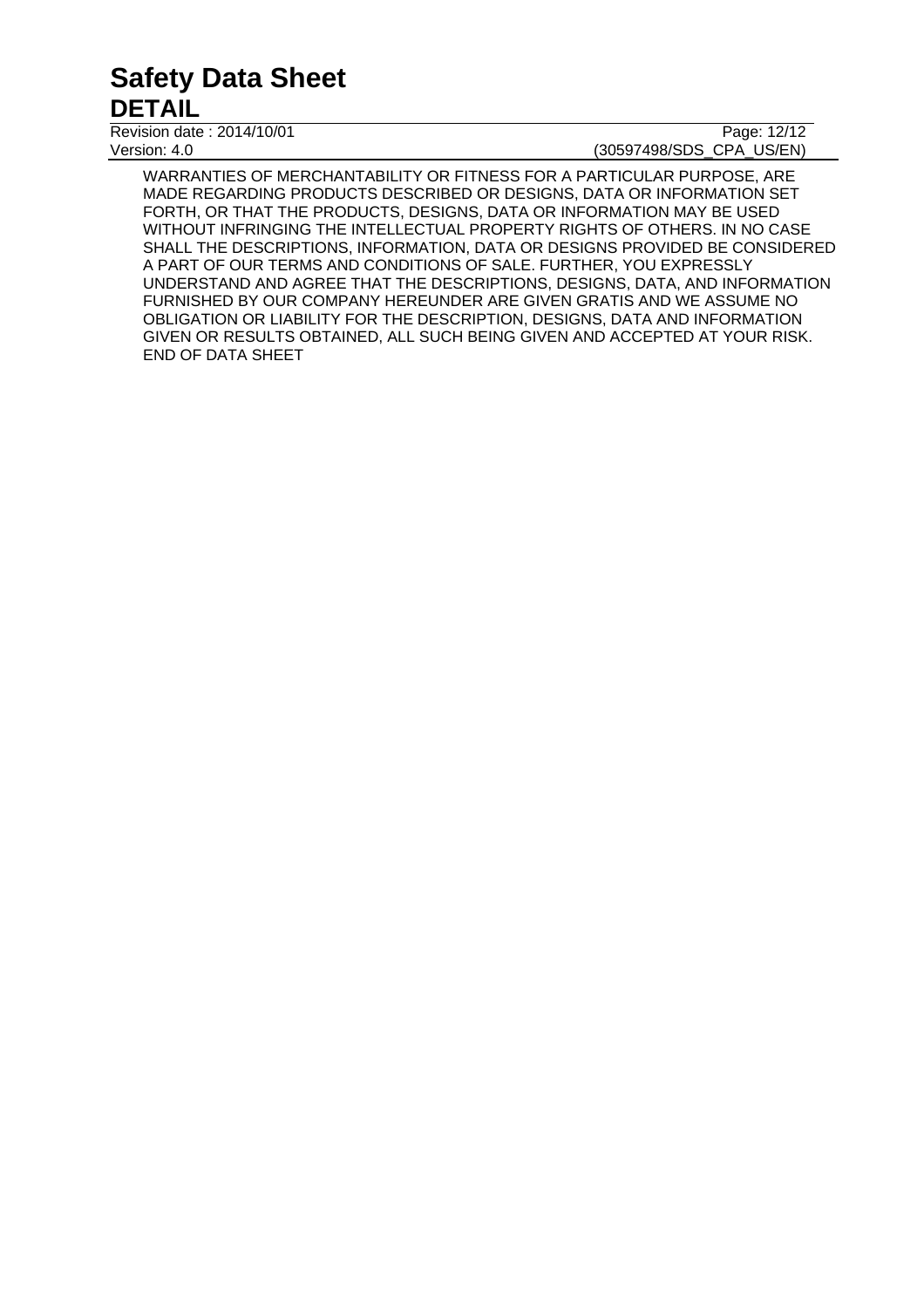WARRANTIES OF MERCHANTABILITY OR FITNESS FOR A PARTICULAR PURPOSE, ARE MADE REGARDING PRODUCTS DESCRIBED OR DESIGNS, DATA OR INFORMATION SET FORTH, OR THAT THE PRODUCTS, DESIGNS, DATA OR INFORMATION MAY BE USED WITHOUT INFRINGING THE INTELLECTUAL PROPERTY RIGHTS OF OTHERS. IN NO CASE SHALL THE DESCRIPTIONS, INFORMATION, DATA OR DESIGNS PROVIDED BE CONSIDERED A PART OF OUR TERMS AND CONDITIONS OF SALE. FURTHER, YOU EXPRESSLY UNDERSTAND AND AGREE THAT THE DESCRIPTIONS, DESIGNS, DATA, AND INFORMATION FURNISHED BY OUR COMPANY HEREUNDER ARE GIVEN GRATIS AND WE ASSUME NO OBLIGATION OR LIABILITY FOR THE DESCRIPTION, DESIGNS, DATA AND INFORMATION GIVEN OR RESULTS OBTAINED, ALL SUCH BEING GIVEN AND ACCEPTED AT YOUR RISK.
END OF DATA SHEET